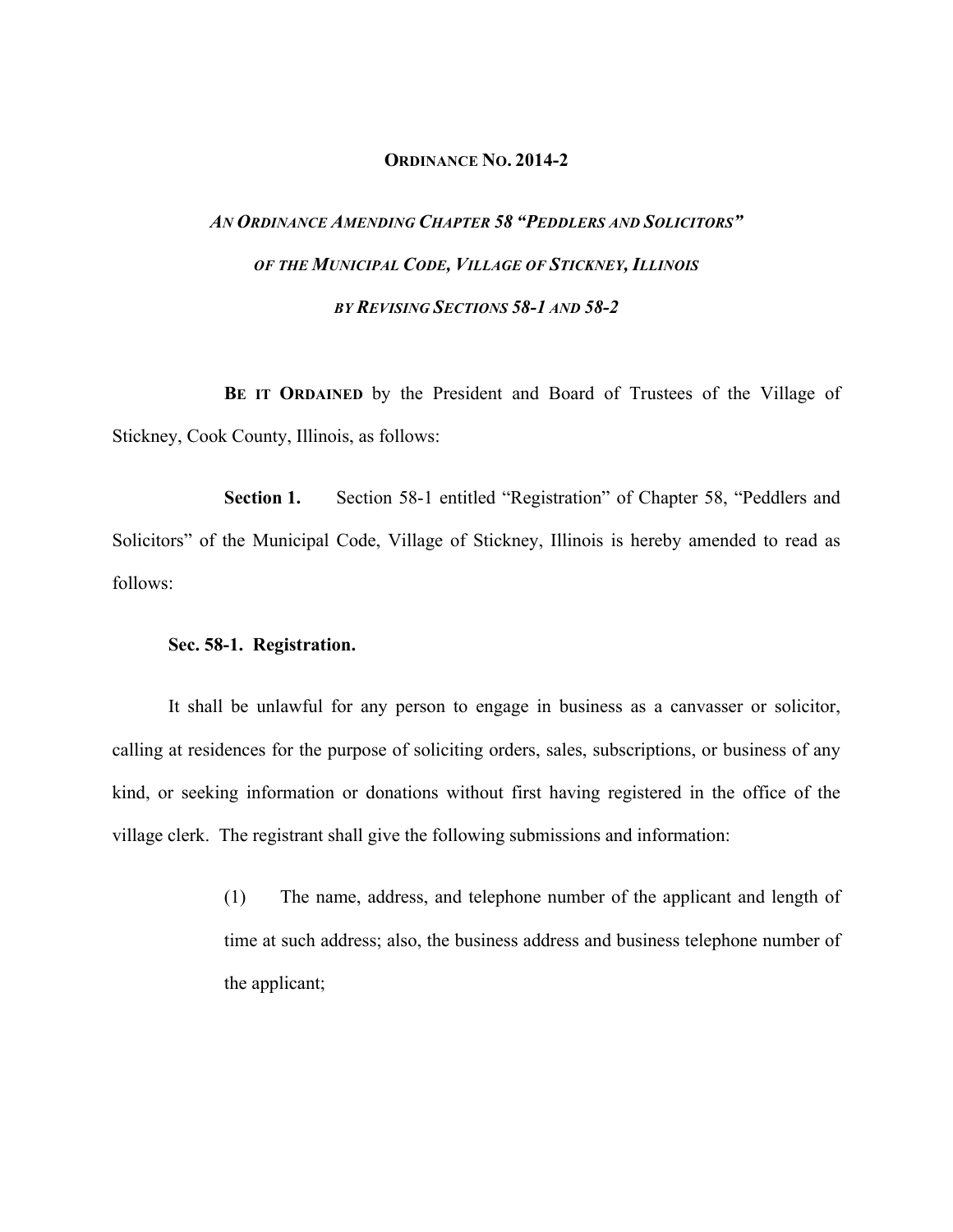# ORDINANCE NO. 2014-2

## *AN ORDINANCE AMENDING CHAPTER 58 "PEDDLERS AND SOLICITORS" OF THE MUNICIPAL CODE, VILLAGE OF STICKNEY, ILLINOIS BY REVISING SECTIONS 58-1 AND 58-2*

**BE IT ORDAINED** by the President and Board of Trustees of the Village of Stickney, Cook County, Illinois, as follows:

**Section 1.** Section 58-1 entitled "Registration" of Chapter 58, "Peddlers and Solicitors" of the Municipal Code, Village of Stickney, Illinois is hereby amended to read as follows:

**Sec. 58-1. Registration.**

It shall be unlawful for any person to engage in business as a canvasser or solicitor, calling at residences for the purpose of soliciting orders, sales, subscriptions, or business of any kind, or seeking information or donations without first having registered in the office of the village clerk. The registrant shall give the following submissions and information:

(1) The name, address, and telephone number of the applicant and length of time at such address; also, the business address and business telephone number of the applicant;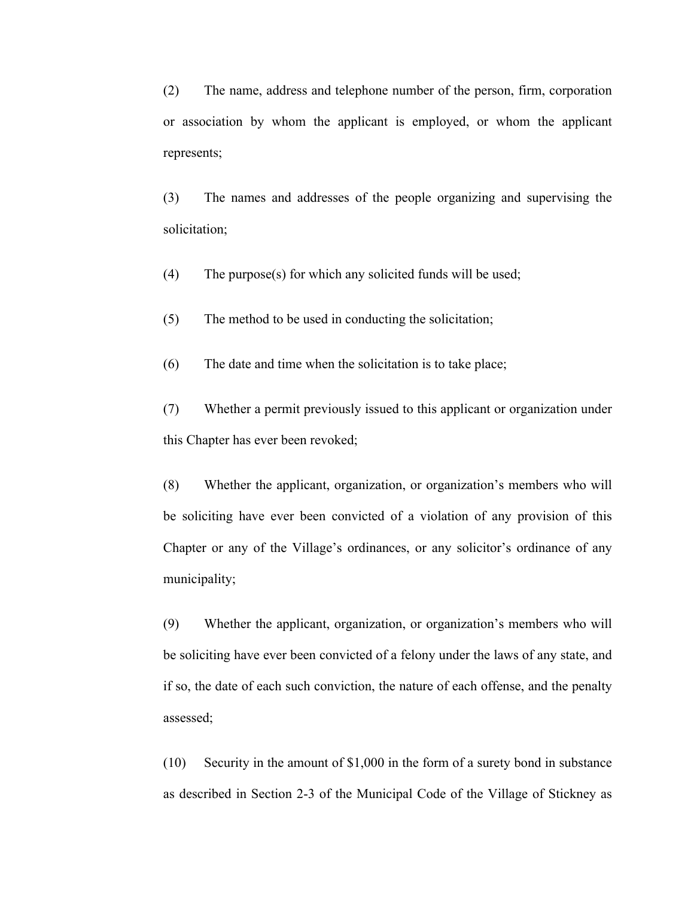(2) The name, address and telephone number of the person, firm, corporation or association by whom the applicant is employed, or whom the applicant represents;

(3) The names and addresses of the people organizing and supervising the solicitation;

(4) The purpose(s) for which any solicited funds will be used;

(5) The method to be used in conducting the solicitation;

(6) The date and time when the solicitation is to take place;

(7) Whether a permit previously issued to this applicant or organization under this Chapter has ever been revoked;

(8) Whether the applicant, organization, or organization's members who will be soliciting have ever been convicted of a violation of any provision of this Chapter or any of the Village's ordinances, or any solicitor's ordinance of any municipality;

(9) Whether the applicant, organization, or organization's members who will be soliciting have ever been convicted of a felony under the laws of any state, and if so, the date of each such conviction, the nature of each offense, and the penalty assessed;

(10) Security in the amount of $1,000 in the form of a surety bond in substance as described in Section 2-3 of the Municipal Code of the Village of Stickney as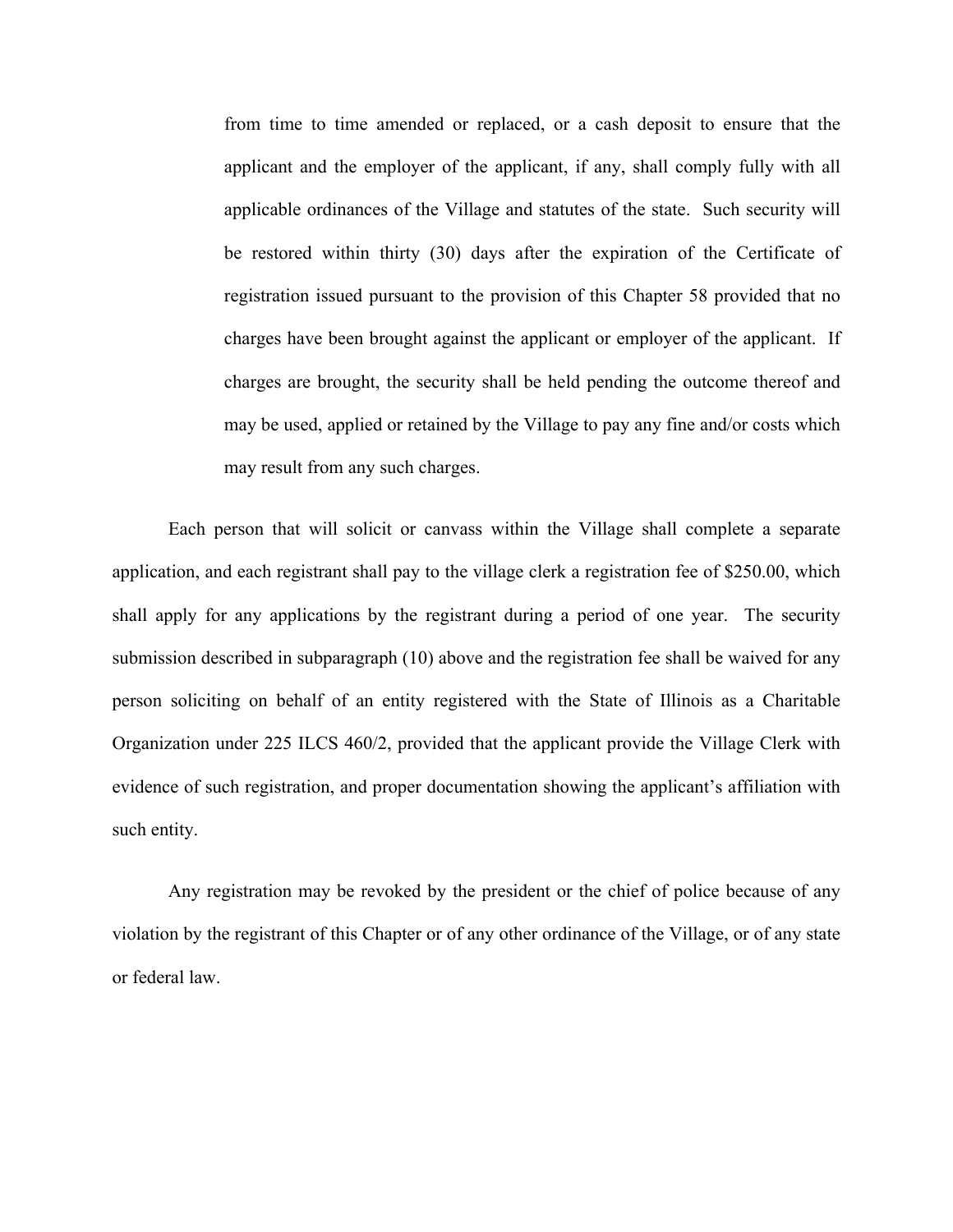from time to time amended or replaced, or a cash deposit to ensure that the applicant and the employer of the applicant, if any, shall comply fully with all applicable ordinances of the Village and statutes of the state. Such security will be restored within thirty (30) days after the expiration of the Certificate of registration issued pursuant to the provision of this Chapter 58 provided that no charges have been brought against the applicant or employer of the applicant. If charges are brought, the security shall be held pending the outcome thereof and may be used, applied or retained by the Village to pay any fine and/or costs which may result from any such charges.

Each person that will solicit or canvass within the Village shall complete a separate application, and each registrant shall pay to the village clerk a registration fee of $250.00, which shall apply for any applications by the registrant during a period of one year. The security submission described in subparagraph (10) above and the registration fee shall be waived for any person soliciting on behalf of an entity registered with the State of Illinois as a Charitable Organization under 225 ILCS 460/2, provided that the applicant provide the Village Clerk with evidence of such registration, and proper documentation showing the applicant's affiliation with such entity.

Any registration may be revoked by the president or the chief of police because of any violation by the registrant of this Chapter or of any other ordinance of the Village, or of any state or federal law.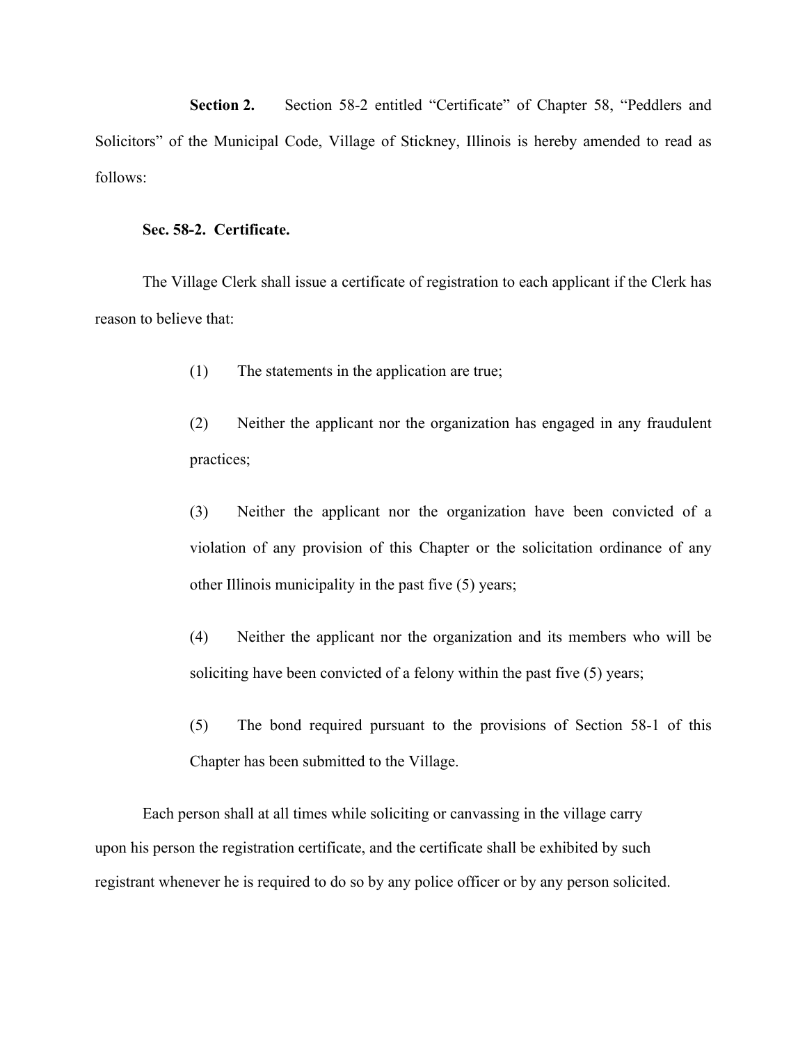**Section 2.** Section 58-2 entitled "Certificate" of Chapter 58, "Peddlers and Solicitors" of the Municipal Code, Village of Stickney, Illinois is hereby amended to read as follows:

**Sec. 58-2. Certificate.**

The Village Clerk shall issue a certificate of registration to each applicant if the Clerk has reason to believe that:

(1) The statements in the application are true;

(2) Neither the applicant nor the organization has engaged in any fraudulent practices;

(3) Neither the applicant nor the organization have been convicted of a violation of any provision of this Chapter or the solicitation ordinance of any other Illinois municipality in the past five (5) years;

(4) Neither the applicant nor the organization and its members who will be soliciting have been convicted of a felony within the past five (5) years;

(5) The bond required pursuant to the provisions of Section 58-1 of this Chapter has been submitted to the Village.

Each person shall at all times while soliciting or canvassing in the village carry upon his person the registration certificate, and the certificate shall be exhibited by such registrant whenever he is required to do so by any police officer or by any person solicited.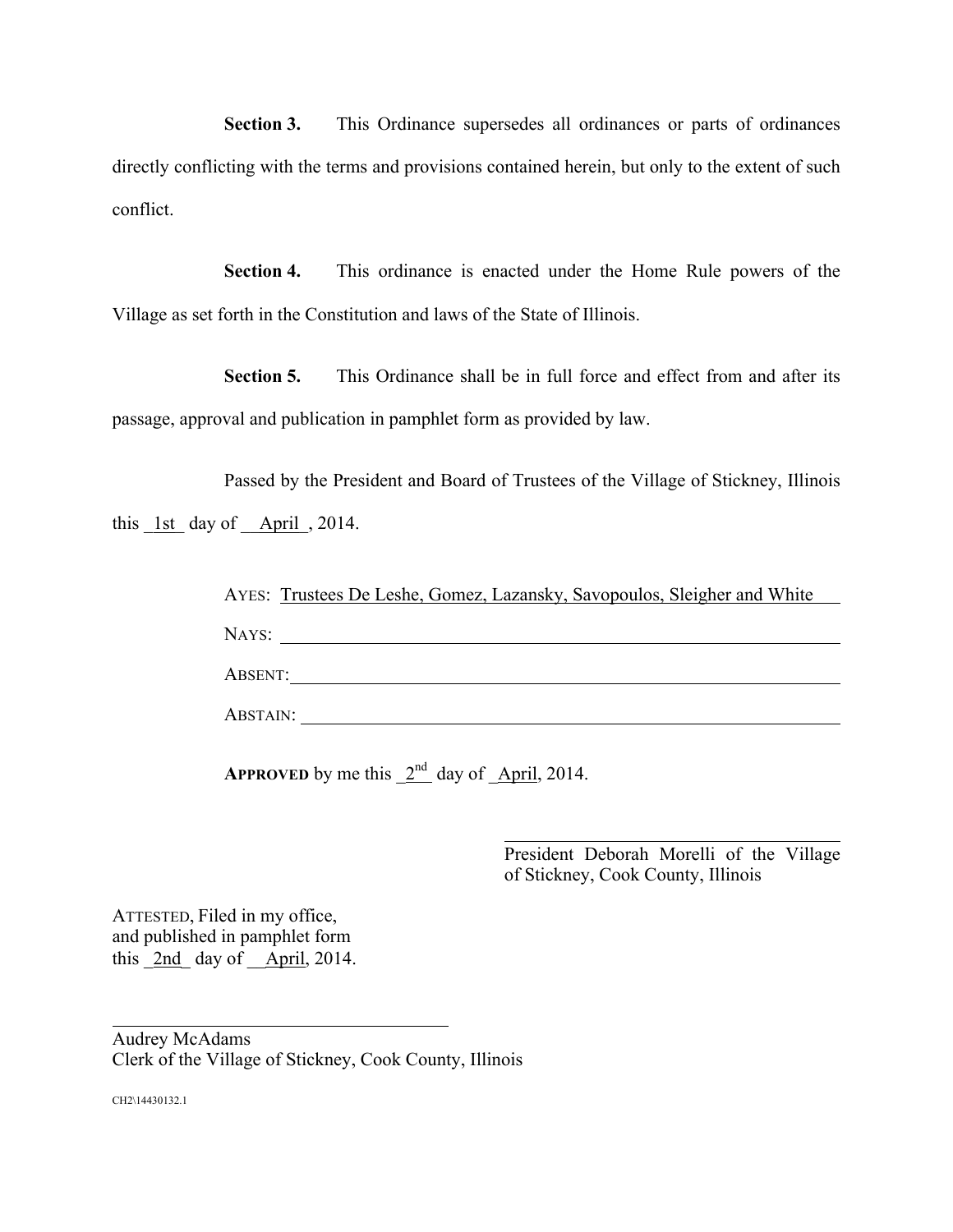**Section 3.** This Ordinance supersedes all ordinances or parts of ordinances directly conflicting with the terms and provisions contained herein, but only to the extent of such conflict.

**Section 4.** This ordinance is enacted under the Home Rule powers of the Village as set forth in the Constitution and laws of the State of Illinois.

**Section 5.** This Ordinance shall be in full force and effect from and after its passage, approval and publication in pamphlet form as provided by law.

Passed by the President and Board of Trustees of the Village of Stickney, Illinois this 1st day of April, 2014.

AYES: Trustees De Leshe, Gomez, Lazansky, Savopoulos, Sleigher and White

NAYS:

ABSENT:

ABSTAIN:

**APPROVED** by me this 2nd day of April, 2014.

President Deborah Morelli of the Village of Stickney, Cook County, Illinois

ATTESTED, Filed in my office,
and published in pamphlet form
this 2nd day of April, 2014.

Audrey McAdams
Clerk of the Village of Stickney, Cook County, Illinois

CH2\14430132.1